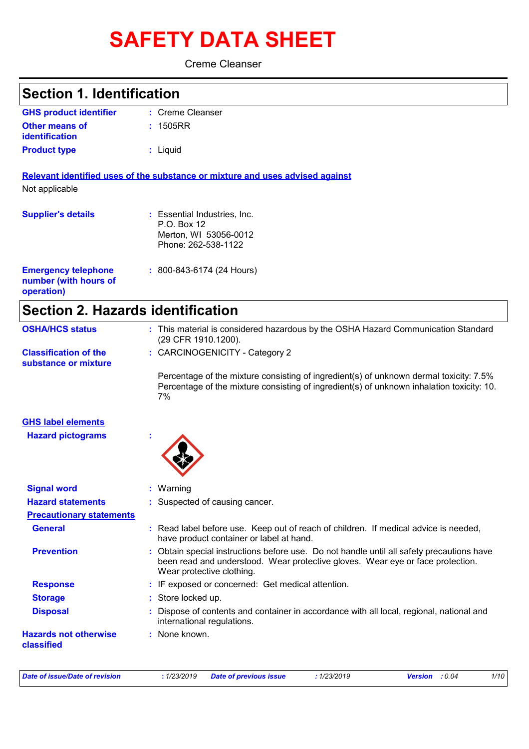# SAFETY DATA SHEET

Creme Cleanser

## Section 1. Identification

**GHS product identifier** : Creme Cleanser

**Other means of identification** : 1505RR

**Product type** : Liquid

**Relevant identified uses of the substance or mixture and uses advised against**

Not applicable

**Supplier's details** : Essential Industries, Inc.
P.O. Box 12
Merton, WI 53056-0012
Phone: 262-538-1122

**Emergency telephone number (with hours of operation)** : 800-843-6174 (24 Hours)

## Section 2. Hazards identification

**OSHA/HCS status** : This material is considered hazardous by the OSHA Hazard Communication Standard (29 CFR 1910.1200).

**Classification of the substance or mixture** : CARCINOGENICITY - Category 2

Percentage of the mixture consisting of ingredient(s) of unknown dermal toxicity: 7.5%
Percentage of the mixture consisting of ingredient(s) of unknown inhalation toxicity: 10.7%

**GHS label elements**

**Hazard pictograms** :

**Signal word** : Warning

**Hazard statements** : Suspected of causing cancer.

**Precautionary statements**

**General** : Read label before use. Keep out of reach of children. If medical advice is needed, have product container or label at hand.

**Prevention** : Obtain special instructions before use. Do not handle until all safety precautions have been read and understood. Wear protective gloves. Wear eye or face protection. Wear protective clothing.

**Response** : IF exposed or concerned: Get medical attention.

**Storage** : Store locked up.

**Disposal** : Dispose of contents and container in accordance with all local, regional, national and international regulations.

**Hazards not otherwise classified** : None known.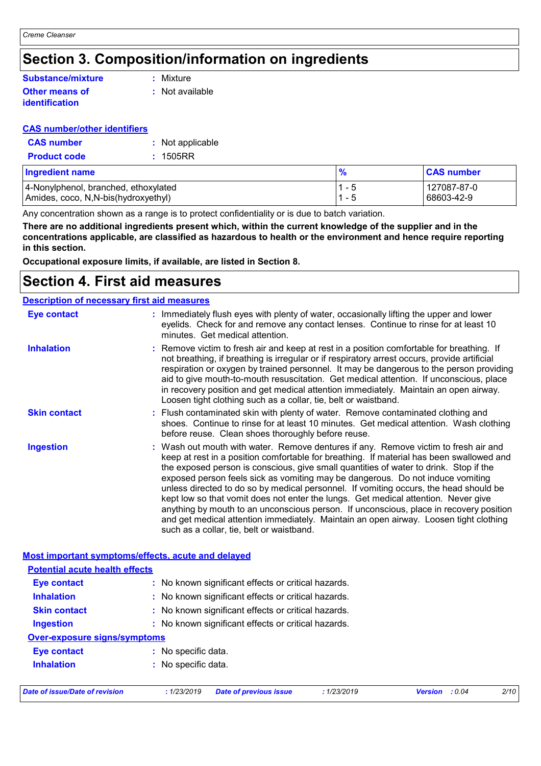# Section 3. Composition/information on ingredients

**Substance/mixture** : Mixture

**Other means of identification** : Not available

**CAS number/other identifiers**

**CAS number** : Not applicable

**Product code** : 1505RR

| Ingredient name | % | CAS number |
| --- | --- | --- |
| 4-Nonylphenol, branched, ethoxylated | 1 - 5 | 127087-87-0 |
| Amides, coco, N,N-bis(hydroxyethyl) | 1 - 5 | 68603-42-9 |

Any concentration shown as a range is to protect confidentiality or is due to batch variation.

**There are no additional ingredients present which, within the current knowledge of the supplier and in the concentrations applicable, are classified as hazardous to health or the environment and hence require reporting in this section.**

**Occupational exposure limits, if available, are listed in Section 8.**

# Section 4. First aid measures

**Description of necessary first aid measures**

**Eye contact** : Immediately flush eyes with plenty of water, occasionally lifting the upper and lower eyelids. Check for and remove any contact lenses. Continue to rinse for at least 10 minutes. Get medical attention.

**Inhalation** : Remove victim to fresh air and keep at rest in a position comfortable for breathing. If not breathing, if breathing is irregular or if respiratory arrest occurs, provide artificial respiration or oxygen by trained personnel. It may be dangerous to the person providing aid to give mouth-to-mouth resuscitation. Get medical attention. If unconscious, place in recovery position and get medical attention immediately. Maintain an open airway. Loosen tight clothing such as a collar, tie, belt or waistband.

**Skin contact** : Flush contaminated skin with plenty of water. Remove contaminated clothing and shoes. Continue to rinse for at least 10 minutes. Get medical attention. Wash clothing before reuse. Clean shoes thoroughly before reuse.

**Ingestion** : Wash out mouth with water. Remove dentures if any. Remove victim to fresh air and keep at rest in a position comfortable for breathing. If material has been swallowed and the exposed person is conscious, give small quantities of water to drink. Stop if the exposed person feels sick as vomiting may be dangerous. Do not induce vomiting unless directed to do so by medical personnel. If vomiting occurs, the head should be kept low so that vomit does not enter the lungs. Get medical attention. Never give anything by mouth to an unconscious person. If unconscious, place in recovery position and get medical attention immediately. Maintain an open airway. Loosen tight clothing such as a collar, tie, belt or waistband.

**Most important symptoms/effects, acute and delayed**

**Potential acute health effects**

**Eye contact** : No known significant effects or critical hazards.

**Inhalation** : No known significant effects or critical hazards.

**Skin contact** : No known significant effects or critical hazards.

**Ingestion** : No known significant effects or critical hazards.

**Over-exposure signs/symptoms**

**Eye contact** : No specific data.

**Inhalation** : No specific data.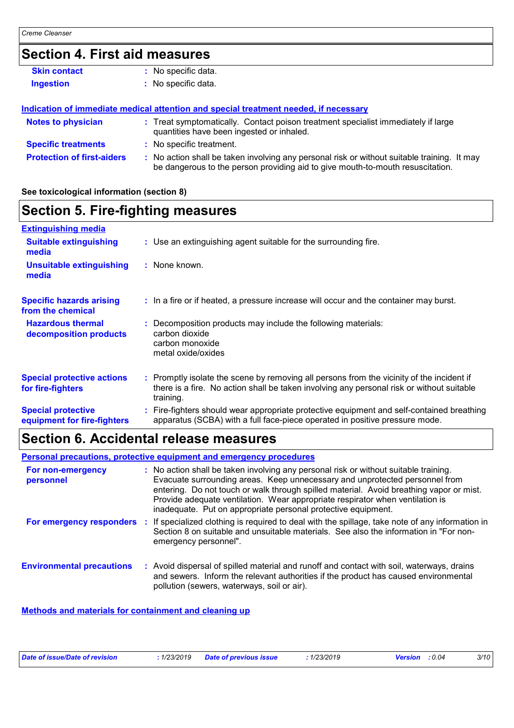## Section 4. First aid measures

**Skin contact** : No specific data.

**Ingestion** : No specific data.

### Indication of immediate medical attention and special treatment needed, if necessary

**Notes to physician** : Treat symptomatically. Contact poison treatment specialist immediately if large quantities have been ingested or inhaled.

**Specific treatments** : No specific treatment.

**Protection of first-aiders** : No action shall be taken involving any personal risk or without suitable training. It may be dangerous to the person providing aid to give mouth-to-mouth resuscitation.

**See toxicological information (section 8)**

## Section 5. Fire-fighting measures

### Extinguishing media

**Suitable extinguishing media** : Use an extinguishing agent suitable for the surrounding fire.

**Unsuitable extinguishing media** : None known.

**Specific hazards arising from the chemical** : In a fire or if heated, a pressure increase will occur and the container may burst.

**Hazardous thermal decomposition products** : Decomposition products may include the following materials:
carbon dioxide
carbon monoxide
metal oxide/oxides

**Special protective actions for fire-fighters** : Promptly isolate the scene by removing all persons from the vicinity of the incident if there is a fire. No action shall be taken involving any personal risk or without suitable training.

**Special protective equipment for fire-fighters** : Fire-fighters should wear appropriate protective equipment and self-contained breathing apparatus (SCBA) with a full face-piece operated in positive pressure mode.

## Section 6. Accidental release measures

### Personal precautions, protective equipment and emergency procedures

**For non-emergency personnel** : No action shall be taken involving any personal risk or without suitable training. Evacuate surrounding areas. Keep unnecessary and unprotected personnel from entering. Do not touch or walk through spilled material. Avoid breathing vapor or mist. Provide adequate ventilation. Wear appropriate respirator when ventilation is inadequate. Put on appropriate personal protective equipment.

**For emergency responders** : If specialized clothing is required to deal with the spillage, take note of any information in Section 8 on suitable and unsuitable materials. See also the information in "For non-emergency personnel".

**Environmental precautions** : Avoid dispersal of spilled material and runoff and contact with soil, waterways, drains and sewers. Inform the relevant authorities if the product has caused environmental pollution (sewers, waterways, soil or air).

### Methods and materials for containment and cleaning up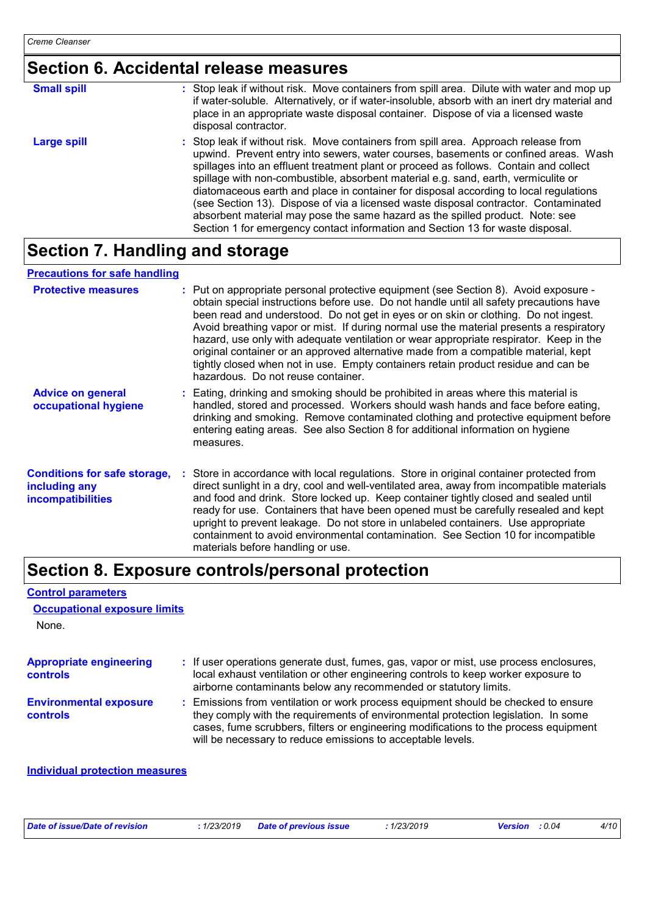## Section 6. Accidental release measures

**Small spill** : Stop leak if without risk. Move containers from spill area. Dilute with water and mop up if water-soluble. Alternatively, or if water-insoluble, absorb with an inert dry material and place in an appropriate waste disposal container. Dispose of via a licensed waste disposal contractor.

**Large spill** : Stop leak if without risk. Move containers from spill area. Approach release from upwind. Prevent entry into sewers, water courses, basements or confined areas. Wash spillages into an effluent treatment plant or proceed as follows. Contain and collect spillage with non-combustible, absorbent material e.g. sand, earth, vermiculite or diatomaceous earth and place in container for disposal according to local regulations (see Section 13). Dispose of via a licensed waste disposal contractor. Contaminated absorbent material may pose the same hazard as the spilled product. Note: see Section 1 for emergency contact information and Section 13 for waste disposal.

## Section 7. Handling and storage

### Precautions for safe handling

**Protective measures** : Put on appropriate personal protective equipment (see Section 8). Avoid exposure - obtain special instructions before use. Do not handle until all safety precautions have been read and understood. Do not get in eyes or on skin or clothing. Do not ingest. Avoid breathing vapor or mist. If during normal use the material presents a respiratory hazard, use only with adequate ventilation or wear appropriate respirator. Keep in the original container or an approved alternative made from a compatible material, kept tightly closed when not in use. Empty containers retain product residue and can be hazardous. Do not reuse container.

**Advice on general occupational hygiene** : Eating, drinking and smoking should be prohibited in areas where this material is handled, stored and processed. Workers should wash hands and face before eating, drinking and smoking. Remove contaminated clothing and protective equipment before entering eating areas. See also Section 8 for additional information on hygiene measures.

**Conditions for safe storage, including any incompatibilities** : Store in accordance with local regulations. Store in original container protected from direct sunlight in a dry, cool and well-ventilated area, away from incompatible materials and food and drink. Store locked up. Keep container tightly closed and sealed until ready for use. Containers that have been opened must be carefully resealed and kept upright to prevent leakage. Do not store in unlabeled containers. Use appropriate containment to avoid environmental contamination. See Section 10 for incompatible materials before handling or use.

## Section 8. Exposure controls/personal protection

### Control parameters

#### Occupational exposure limits

None.

**Appropriate engineering controls** : If user operations generate dust, fumes, gas, vapor or mist, use process enclosures, local exhaust ventilation or other engineering controls to keep worker exposure to airborne contaminants below any recommended or statutory limits.

**Environmental exposure controls** : Emissions from ventilation or work process equipment should be checked to ensure they comply with the requirements of environmental protection legislation. In some cases, fume scrubbers, filters or engineering modifications to the process equipment will be necessary to reduce emissions to acceptable levels.

### Individual protection measures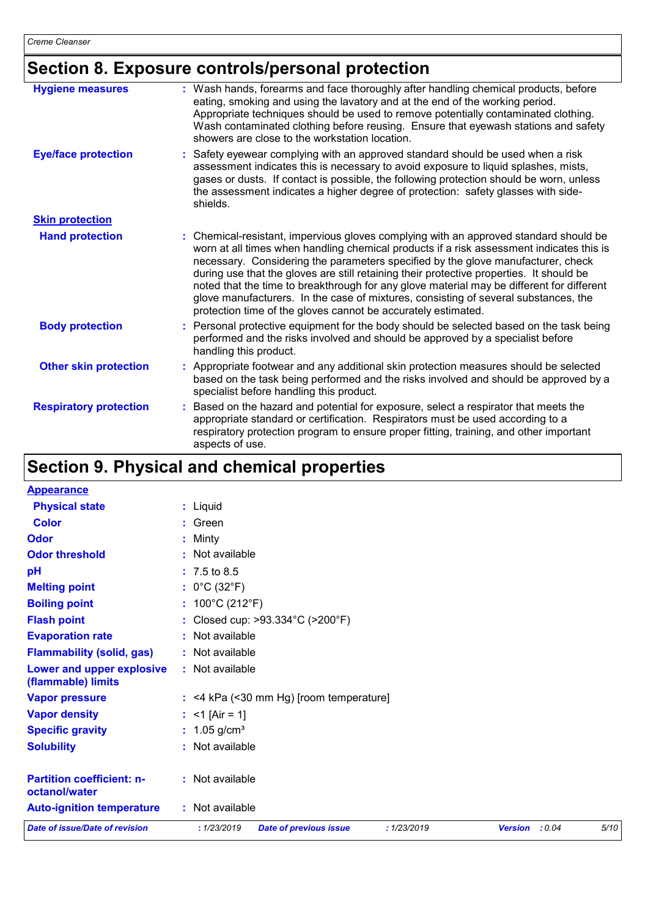## Section 8. Exposure controls/personal protection

**Hygiene measures** : Wash hands, forearms and face thoroughly after handling chemical products, before eating, smoking and using the lavatory and at the end of the working period. Appropriate techniques should be used to remove potentially contaminated clothing. Wash contaminated clothing before reusing. Ensure that eyewash stations and safety showers are close to the workstation location.

**Eye/face protection** : Safety eyewear complying with an approved standard should be used when a risk assessment indicates this is necessary to avoid exposure to liquid splashes, mists, gases or dusts. If contact is possible, the following protection should be worn, unless the assessment indicates a higher degree of protection: safety glasses with side-shields.

**Skin protection**

**Hand protection** : Chemical-resistant, impervious gloves complying with an approved standard should be worn at all times when handling chemical products if a risk assessment indicates this is necessary. Considering the parameters specified by the glove manufacturer, check during use that the gloves are still retaining their protective properties. It should be noted that the time to breakthrough for any glove material may be different for different glove manufacturers. In the case of mixtures, consisting of several substances, the protection time of the gloves cannot be accurately estimated.

**Body protection** : Personal protective equipment for the body should be selected based on the task being performed and the risks involved and should be approved by a specialist before handling this product.

**Other skin protection** : Appropriate footwear and any additional skin protection measures should be selected based on the task being performed and the risks involved and should be approved by a specialist before handling this product.

**Respiratory protection** : Based on the hazard and potential for exposure, select a respirator that meets the appropriate standard or certification. Respirators must be used according to a respiratory protection program to ensure proper fitting, training, and other important aspects of use.

## Section 9. Physical and chemical properties

**Appearance**

| | |
|---|---|
| **Physical state** | Liquid |
| **Color** | Green |
| **Odor** | Minty |
| **Odor threshold** | Not available |
| **pH** | 7.5 to 8.5 |
| **Melting point** | 0°C (32°F) |
| **Boiling point** | 100°C (212°F) |
| **Flash point** | Closed cup: >93.334°C (>200°F) |
| **Evaporation rate** | Not available |
| **Flammability (solid, gas)** | Not available |
| **Lower and upper explosive (flammable) limits** | Not available |
| **Vapor pressure** | <4 kPa (<30 mm Hg) [room temperature] |
| **Vapor density** | <1 [Air = 1] |
| **Specific gravity** | 1.05 g/cm³ |
| **Solubility** | Not available |
| **Partition coefficient: n-octanol/water** | Not available |
| **Auto-ignition temperature** | Not available |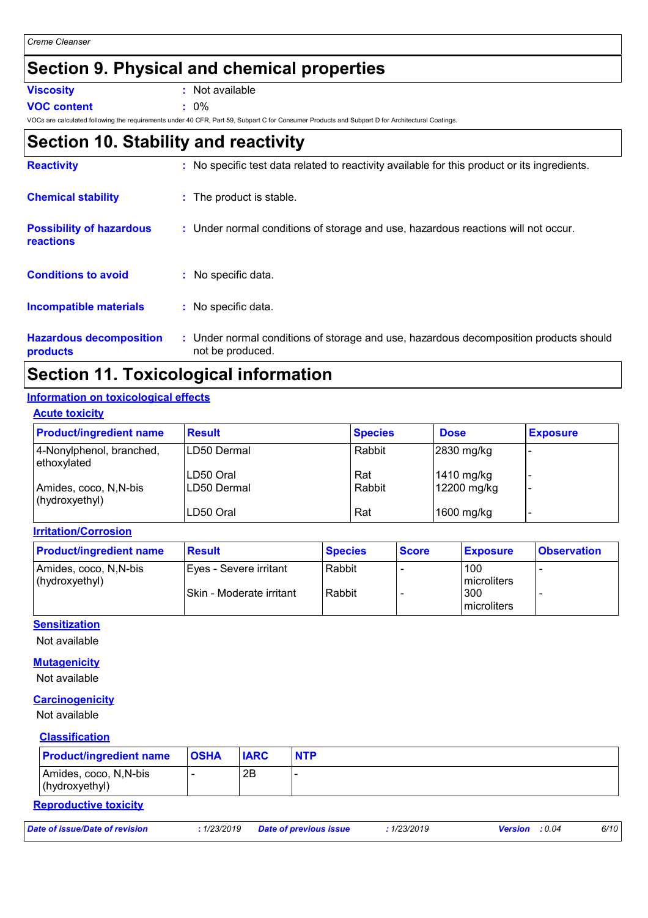## Section 9. Physical and chemical properties

**Viscosity** : Not available

**VOC content** : 0%

VOCs are calculated following the requirements under 40 CFR, Part 59, Subpart C for Consumer Products and Subpart D for Architectural Coatings.

## Section 10. Stability and reactivity

**Reactivity** : No specific test data related to reactivity available for this product or its ingredients.

**Chemical stability** : The product is stable.

**Possibility of hazardous reactions** : Under normal conditions of storage and use, hazardous reactions will not occur.

**Conditions to avoid** : No specific data.

**Incompatible materials** : No specific data.

**Hazardous decomposition products** : Under normal conditions of storage and use, hazardous decomposition products should not be produced.

## Section 11. Toxicological information

### Information on toxicological effects

#### Acute toxicity

| Product/ingredient name | Result | Species | Dose | Exposure |
|---|---|---|---|---|
| 4-Nonylphenol, branched, ethoxylated | LD50 Dermal | Rabbit | 2830 mg/kg | - |
| | LD50 Oral | Rat | 1410 mg/kg | - |
| Amides, coco, N,N-bis (hydroxyethyl) | LD50 Dermal | Rabbit | 12200 mg/kg | - |
| | LD50 Oral | Rat | 1600 mg/kg | - |

#### Irritation/Corrosion

| Product/ingredient name | Result | Species | Score | Exposure | Observation |
|---|---|---|---|---|---|
| Amides, coco, N,N-bis (hydroxyethyl) | Eyes - Severe irritant | Rabbit | - | 100 microliters | - |
| | Skin - Moderate irritant | Rabbit | - | 300 microliters | - |

#### Sensitization

Not available

#### Mutagenicity

Not available

#### Carcinogenicity

Not available

#### Classification

| Product/ingredient name | OSHA | IARC | NTP |
|---|---|---|---|
| Amides, coco, N,N-bis (hydroxyethyl) | - | 2B | - |

#### Reproductive toxicity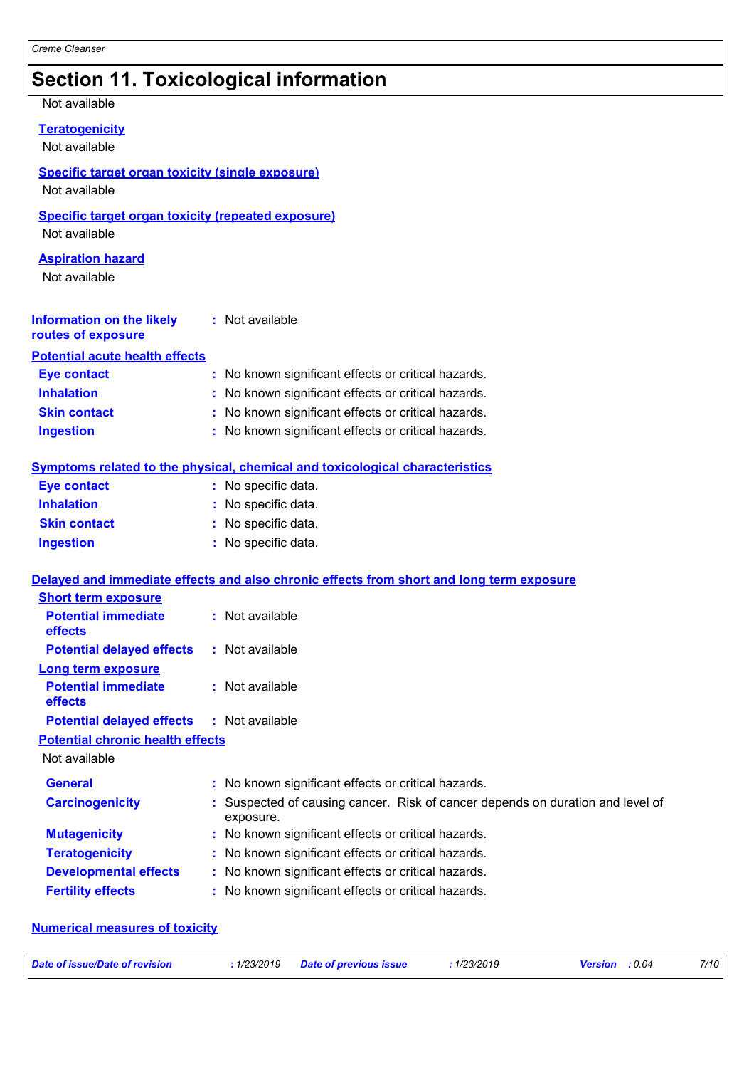## Section 11. Toxicological information

Not available

**Teratogenicity**

Not available

**Specific target organ toxicity (single exposure)**

Not available

**Specific target organ toxicity (repeated exposure)**

Not available

**Aspiration hazard**

Not available

**Information on the likely routes of exposure** : Not available

**Potential acute health effects**

**Eye contact** : No known significant effects or critical hazards.

**Inhalation** : No known significant effects or critical hazards.

**Skin contact** : No known significant effects or critical hazards.

**Ingestion** : No known significant effects or critical hazards.

**Symptoms related to the physical, chemical and toxicological characteristics**

**Eye contact** : No specific data.

**Inhalation** : No specific data.

**Skin contact** : No specific data.

**Ingestion** : No specific data.

**Delayed and immediate effects and also chronic effects from short and long term exposure**

**Short term exposure**

**Potential immediate effects** : Not available

**Potential delayed effects** : Not available

**Long term exposure**

**Potential immediate effects** : Not available

**Potential delayed effects** : Not available

**Potential chronic health effects**

Not available

**General** : No known significant effects or critical hazards.

**Carcinogenicity** : Suspected of causing cancer. Risk of cancer depends on duration and level of exposure.

**Mutagenicity** : No known significant effects or critical hazards.

**Teratogenicity** : No known significant effects or critical hazards.

**Developmental effects** : No known significant effects or critical hazards.

**Fertility effects** : No known significant effects or critical hazards.

**Numerical measures of toxicity**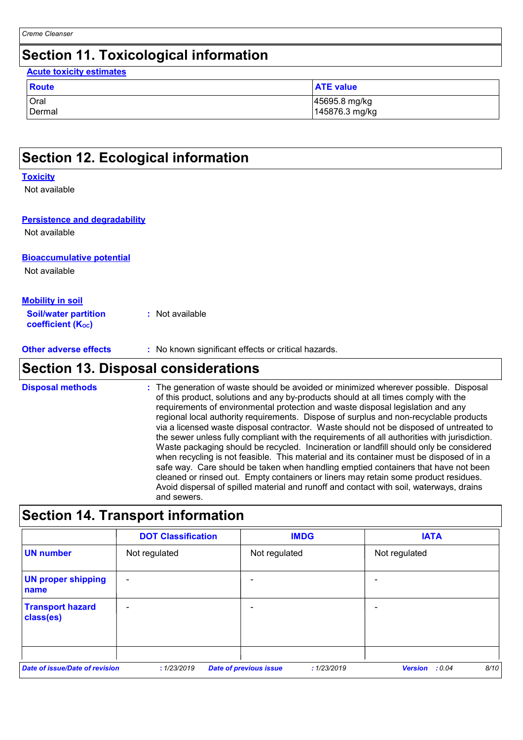## Section 11. Toxicological information

**Acute toxicity estimates**

| Route | ATE value |
|---|---|
| Oral | 45695.8 mg/kg |
| Dermal | 145876.3 mg/kg |

## Section 12. Ecological information

**Toxicity**

Not available

**Persistence and degradability**

Not available

**Bioaccumulative potential**

Not available

**Mobility in soil**

**Soil/water partition coefficient ($K_{OC}$)** : Not available

**Other adverse effects** : No known significant effects or critical hazards.

## Section 13. Disposal considerations

**Disposal methods** : The generation of waste should be avoided or minimized wherever possible. Disposal of this product, solutions and any by-products should at all times comply with the requirements of environmental protection and waste disposal legislation and any regional local authority requirements. Dispose of surplus and non-recyclable products via a licensed waste disposal contractor. Waste should not be disposed of untreated to the sewer unless fully compliant with the requirements of all authorities with jurisdiction. Waste packaging should be recycled. Incineration or landfill should only be considered when recycling is not feasible. This material and its container must be disposed of in a safe way. Care should be taken when handling emptied containers that have not been cleaned or rinsed out. Empty containers or liners may retain some product residues. Avoid dispersal of spilled material and runoff and contact with soil, waterways, drains and sewers.

## Section 14. Transport information

| | DOT Classification | IMDG | IATA |
|---|---|---|---|
| **UN number** | Not regulated | Not regulated | Not regulated |
| **UN proper shipping name** | - | - | - |
| **Transport hazard class(es)** | - | - | - |
| | | | |

*Date of issue/Date of revision* : 1/23/2019 *Date of previous issue* : 1/23/2019 *Version* : 0.04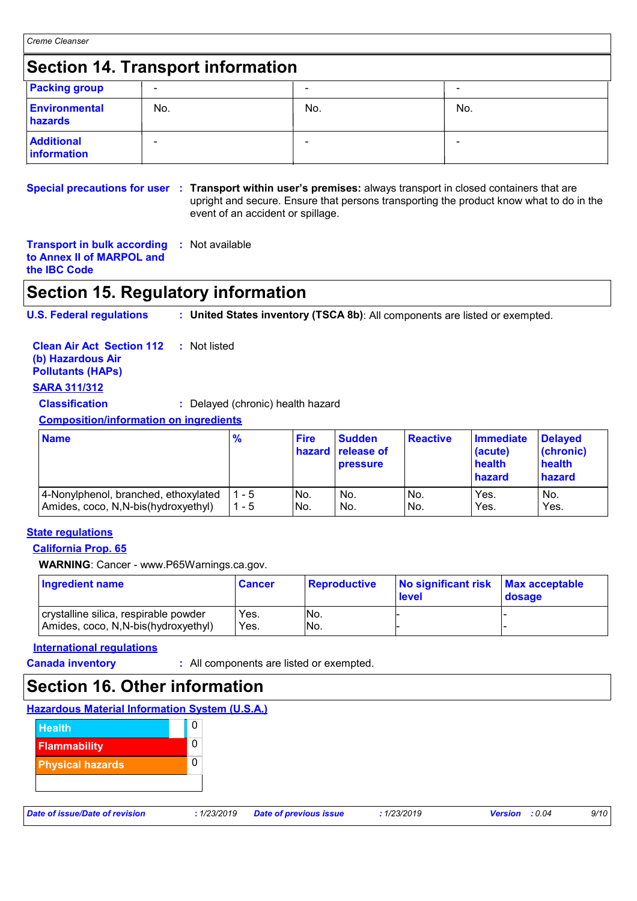## Section 14. Transport information

| Packing group | - | - | - |
|---|---|---|---|
| Environmental hazards | No. | No. | No. |
| Additional information | - | - | - |

**Special precautions for user** : **Transport within user's premises:** always transport in closed containers that are upright and secure. Ensure that persons transporting the product know what to do in the event of an accident or spillage.

**Transport in bulk according to Annex II of MARPOL and the IBC Code** : Not available

## Section 15. Regulatory information

**U.S. Federal regulations** : **United States inventory (TSCA 8b)**: All components are listed or exempted.

**Clean Air Act Section 112 (b) Hazardous Air Pollutants (HAPs)** : Not listed

**SARA 311/312**

**Classification** : Delayed (chronic) health hazard

**Composition/information on ingredients**

| Name | % | Fire hazard | Sudden release of pressure | Reactive | Immediate (acute) health hazard | Delayed (chronic) health hazard |
|---|---|---|---|---|---|---|
| 4-Nonylphenol, branched, ethoxylated | 1 - 5 | No. | No. | No. | Yes. | No. |
| Amides, coco, N,N-bis(hydroxyethyl) | 1 - 5 | No. | No. | No. | Yes. | Yes. |

**State regulations**

**California Prop. 65**

**WARNING**: Cancer - www.P65Warnings.ca.gov.

| Ingredient name | Cancer | Reproductive | No significant risk level | Max acceptable dosage |
|---|---|---|---|---|
| crystalline silica, respirable powder | Yes. | No. | - | - |
| Amides, coco, N,N-bis(hydroxyethyl) | Yes. | No. | - | - |

**International regulations**

**Canada inventory** : All components are listed or exempted.

## Section 16. Other information

**Hazardous Material Information System (U.S.A.)**

| Health | 0 |
|---|---|
| Flammability | 0 |
| Physical hazards | 0 |

**Date of issue/Date of revision** : 1/23/2019 **Date of previous issue** : 1/23/2019 **Version** : 0.04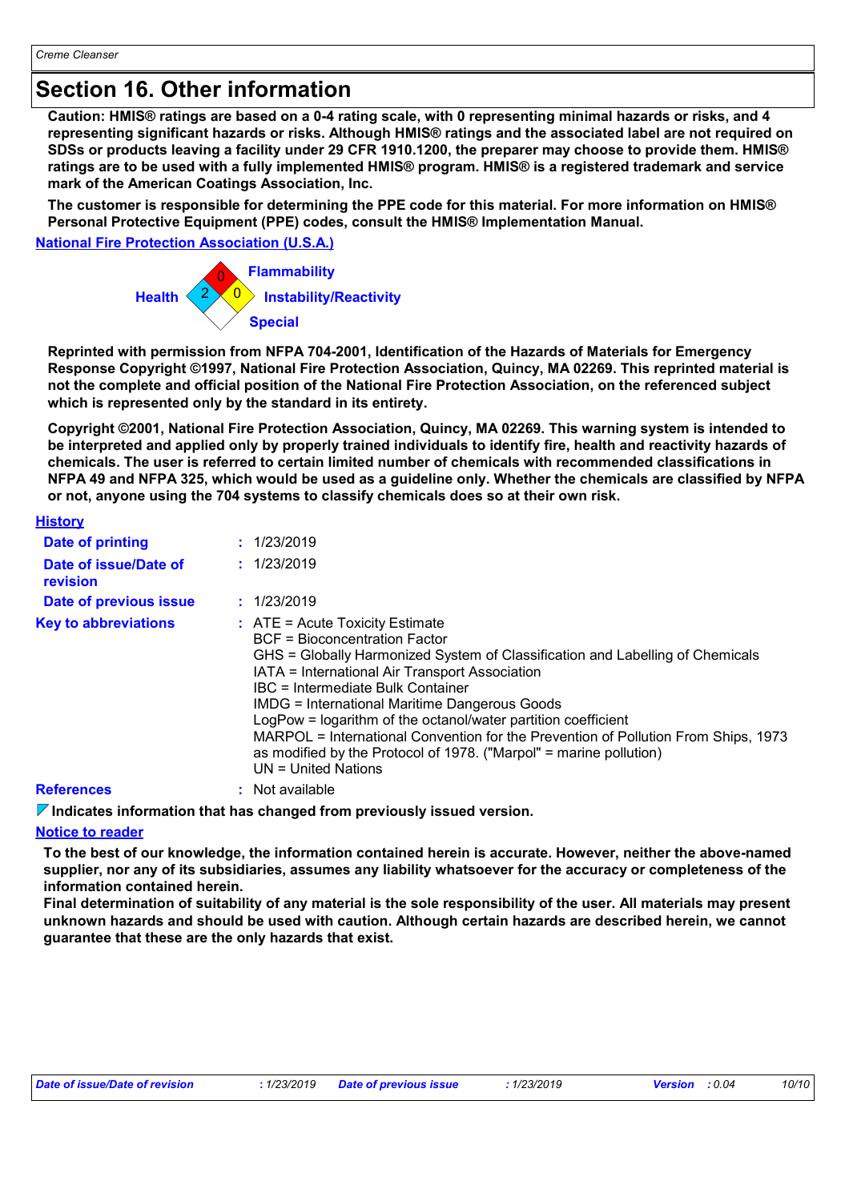# Section 16. Other information

**Caution: HMIS® ratings are based on a 0-4 rating scale, with 0 representing minimal hazards or risks, and 4 representing significant hazards or risks. Although HMIS® ratings and the associated label are not required on SDSs or products leaving a facility under 29 CFR 1910.1200, the preparer may choose to provide them. HMIS® ratings are to be used with a fully implemented HMIS® program. HMIS® is a registered trademark and service mark of the American Coatings Association, Inc.**

**The customer is responsible for determining the PPE code for this material. For more information on HMIS® Personal Protective Equipment (PPE) codes, consult the HMIS® Implementation Manual.**

**National Fire Protection Association (U.S.A.)**

Flammability: 0
Health: 2
Instability/Reactivity: 0
Special

**Reprinted with permission from NFPA 704-2001, Identification of the Hazards of Materials for Emergency Response Copyright ©1997, National Fire Protection Association, Quincy, MA 02269. This reprinted material is not the complete and official position of the National Fire Protection Association, on the referenced subject which is represented only by the standard in its entirety.**

**Copyright ©2001, National Fire Protection Association, Quincy, MA 02269. This warning system is intended to be interpreted and applied only by properly trained individuals to identify fire, health and reactivity hazards of chemicals. The user is referred to certain limited number of chemicals with recommended classifications in NFPA 49 and NFPA 325, which would be used as a guideline only. Whether the chemicals are classified by NFPA or not, anyone using the 704 systems to classify chemicals does so at their own risk.**

**History**

| | |
|---|---|
| **Date of printing** | : 1/23/2019 |
| **Date of issue/Date of revision** | : 1/23/2019 |
| **Date of previous issue** | : 1/23/2019 |
| **Key to abbreviations** | : ATE = Acute Toxicity Estimate<br>BCF = Bioconcentration Factor<br>GHS = Globally Harmonized System of Classification and Labelling of Chemicals<br>IATA = International Air Transport Association<br>IBC = Intermediate Bulk Container<br>IMDG = International Maritime Dangerous Goods<br>LogPow = logarithm of the octanol/water partition coefficient<br>MARPOL = International Convention for the Prevention of Pollution From Ships, 1973 as modified by the Protocol of 1978. ("Marpol" = marine pollution)<br>UN = United Nations |
| **References** | : Not available |

**Indicates information that has changed from previously issued version.**

**Notice to reader**

**To the best of our knowledge, the information contained herein is accurate. However, neither the above-named supplier, nor any of its subsidiaries, assumes any liability whatsoever for the accuracy or completeness of the information contained herein.**
**Final determination of suitability of any material is the sole responsibility of the user. All materials may present unknown hazards and should be used with caution. Although certain hazards are described herein, we cannot guarantee that these are the only hazards that exist.**